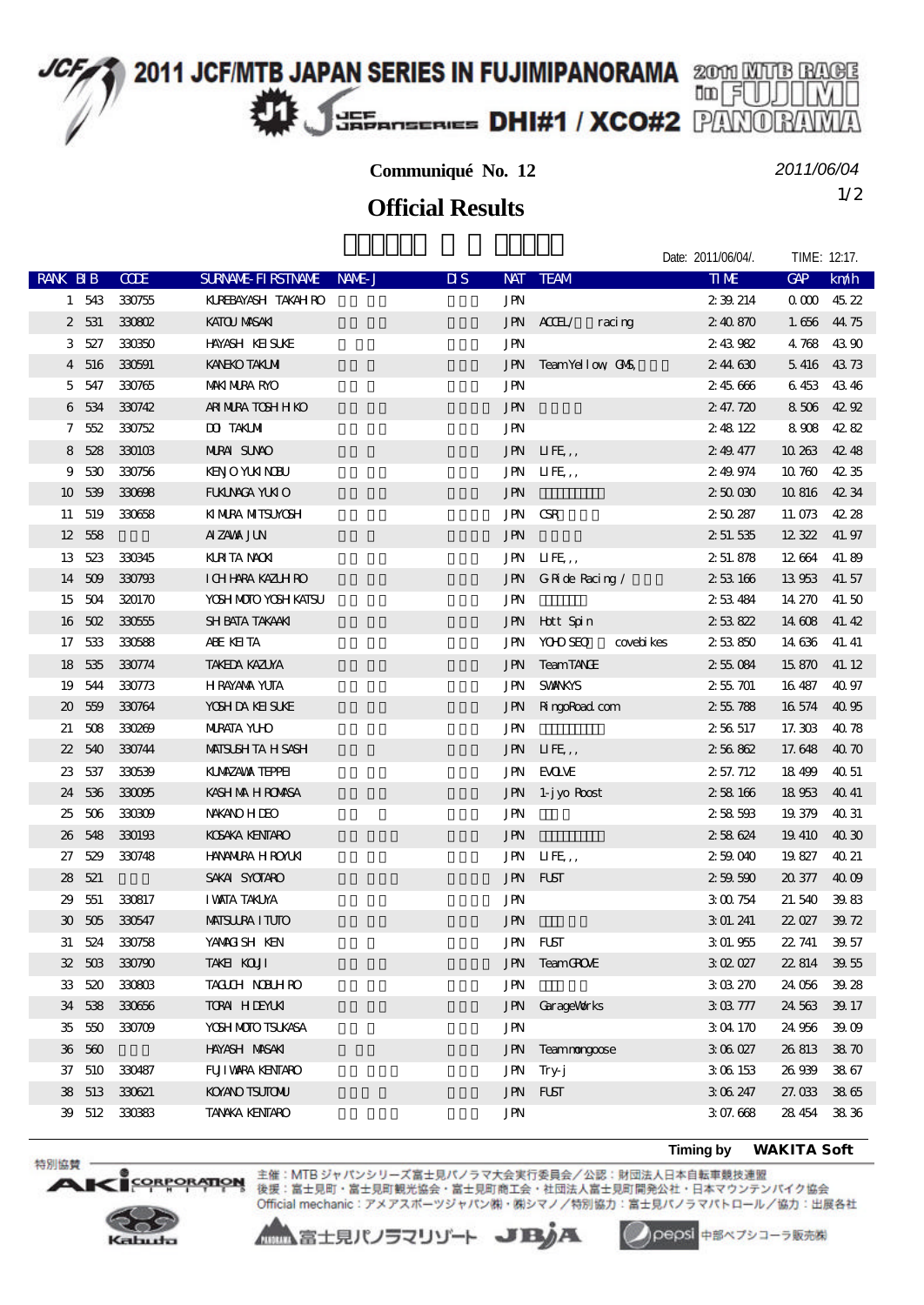# 2011 JCF/MTB JAPAN SERIES IN FUJIMIPANORAMA

## DHI#1 / XCO#2

**Communiqué No. 12**

*2011/06/04*

1/2

## Official Results

Date: 2011/06/04/. TIME: 12:17.

| RANK | BIB | CODE | SURNAME-FIRSTNAME | NAME-J | DIS | NAT | TEAM | TIME | GAP | km/h |
|---|---|---|---|---|---|---|---|---|---|---|
| 1 | 543 | 330755 | KUREBAYASHI TAKAHIRO | | | JPN | | 2:39.214 | 0.000 | 45.22 |
| 2 | 531 | 330802 | KATOU MASAKI | | | JPN | ACCEL/ racing | 2:40.870 | 1.656 | 44.75 |
| 3 | 527 | 330350 | HAYASHI KEISUKE | | | JPN | | 2:43.982 | 4.768 | 43.90 |
| 4 | 516 | 330591 | KANEKO TAKUMI | | | JPN | TeamYellow, GMS, | 2:44.630 | 5.416 | 43.73 |
| 5 | 547 | 330765 | MAKIMURA RYO | | | JPN | | 2:45.666 | 6.453 | 43.46 |
| 6 | 534 | 330742 | ARIMURA TOSHIHIKO | | | JPN | | 2:47.720 | 8.506 | 42.92 |
| 7 | 552 | 330752 | DOI TAKUMI | | | JPN | | 2:48.122 | 8.908 | 42.82 |
| 8 | 528 | 330103 | MURAI SUNAO | | | JPN | LIFE,, | 2:49.477 | 10.263 | 42.48 |
| 9 | 530 | 330756 | KENJO YUKINOBU | | | JPN | LIFE,, | 2:49.974 | 10.760 | 42.35 |
| 10 | 539 | 330698 | FUKUNAGA YUKIO | | | JPN | | 2:50.030 | 10.816 | 42.34 |
| 11 | 519 | 330658 | KIMURA MITSUYOSHI | | | JPN | CSR | 2:50.287 | 11.073 | 42.28 |
| 12 | 558 | | AIZAWA JUN | | | JPN | | 2:51.535 | 12.322 | 41.97 |
| 13 | 523 | 330345 | KURITA NAOKI | | | JPN | LIFE,, | 2:51.878 | 12.664 | 41.89 |
| 14 | 509 | 330793 | ICHIHARA KAZUHIRO | | | JPN | G-Ride Racing / | 2:53.166 | 13.953 | 41.57 |
| 15 | 504 | 320170 | YOSHIMOTO YOSHIKATSU | | | JPN | | 2:53.484 | 14.270 | 41.50 |
| 16 | 502 | 330555 | SHIBATA TAKAAKI | | | JPN | Hott Spin | 2:53.822 | 14.608 | 41.42 |
| 17 | 533 | 330588 | ABE KEITA | | | JPN | YOHO SEQ covebikes | 2:53.850 | 14.636 | 41.41 |
| 18 | 535 | 330774 | TAKEDA KAZUYA | | | JPN | TeamTANGE | 2:55.084 | 15.870 | 41.12 |
| 19 | 544 | 330773 | HIRAYAMA YUTA | | | JPN | SWANKYS | 2:55.701 | 16.487 | 40.97 |
| 20 | 559 | 330764 | YOSHIDA KEISUKE | | | JPN | RingoRoad.com | 2:55.788 | 16.574 | 40.95 |
| 21 | 508 | 330269 | MURATA YUHO | | | JPN | | 2:56.517 | 17.303 | 40.78 |
| 22 | 540 | 330744 | MATSUSHITA HISASHI | | | JPN | LIFE,, | 2:56.862 | 17.648 | 40.70 |
| 23 | 537 | 330539 | KUMAZAWA TEPPEI | | | JPN | EVOLVE | 2:57.712 | 18.499 | 40.51 |
| 24 | 536 | 330095 | KASHIMA HIROMASA | | | JPN | 1-jyo Roost | 2:58.166 | 18.953 | 40.41 |
| 25 | 506 | 330309 | NAKANO HIDEO | | | JPN | | 2:58.593 | 19.379 | 40.31 |
| 26 | 548 | 330193 | KOSAKA KENTARO | | | JPN | | 2:58.624 | 19.410 | 40.30 |
| 27 | 529 | 330748 | HANAMURA HIROYUKI | | | JPN | LIFE,, | 2:59.040 | 19.827 | 40.21 |
| 28 | 521 | | SAKAI SYOTARO | | | JPN | FUST | 2:59.590 | 20.377 | 40.09 |
| 29 | 551 | 330817 | IWATA TAKUYA | | | JPN | | 3:00.754 | 21.540 | 39.83 |
| 30 | 505 | 330547 | MATSUURA ITUTO | | | JPN | | 3:01.241 | 22.027 | 39.72 |
| 31 | 524 | 330758 | YAMAGISHI KEN | | | JPN | FUST | 3:01.955 | 22.741 | 39.57 |
| 32 | 503 | 330790 | TAKEI KOUJI | | | JPN | TeamGROVE | 3:02.027 | 22.814 | 39.55 |
| 33 | 520 | 330803 | TAGUCHI NOBUHIRO | | | JPN | | 3:03.270 | 24.056 | 39.28 |
| 34 | 538 | 330656 | TORAI HIDEYUKI | | | JPN | GarageWorks | 3:03.777 | 24.563 | 39.17 |
| 35 | 550 | 330709 | YOSHIMOTO TSUKASA | | | JPN | | 3:04.170 | 24.956 | 39.09 |
| 36 | 560 | | HAYASHI MASAKI | | | JPN | Teammongoose | 3:06.027 | 26.813 | 38.70 |
| 37 | 510 | 330487 | FUJIWARA KENTARO | | | JPN | Try-j | 3:06.153 | 26.939 | 38.67 |
| 38 | 513 | 330621 | KOYANO TSUTOMU | | | JPN | FUST | 3:06.247 | 27.033 | 38.65 |
| 39 | 512 | 330383 | TANAKA KENTARO | | | JPN | | 3:07.668 | 28.454 | 38.36 |

**Timing by WAKITA Soft**

特別協賛 AKI CORPORATION / Kabuto

主催：MTBジャパンシリーズ富士見パノラマ大会実行委員会／公認：財団法人日本自転車競技連盟
後援：富士見町・富士見町観光協会・富士見町商工会・社団法人富士見町開発公社・日本マウンテンバイク協会
Official mechanic：アメアスポーツジャパン㈱・㈱シマノ／特別協力：富士見パノラマパトロール／協力：出展各社

富士見パノラマリゾート　JBJA　pepsi 中部ペプシコーラ販売㈱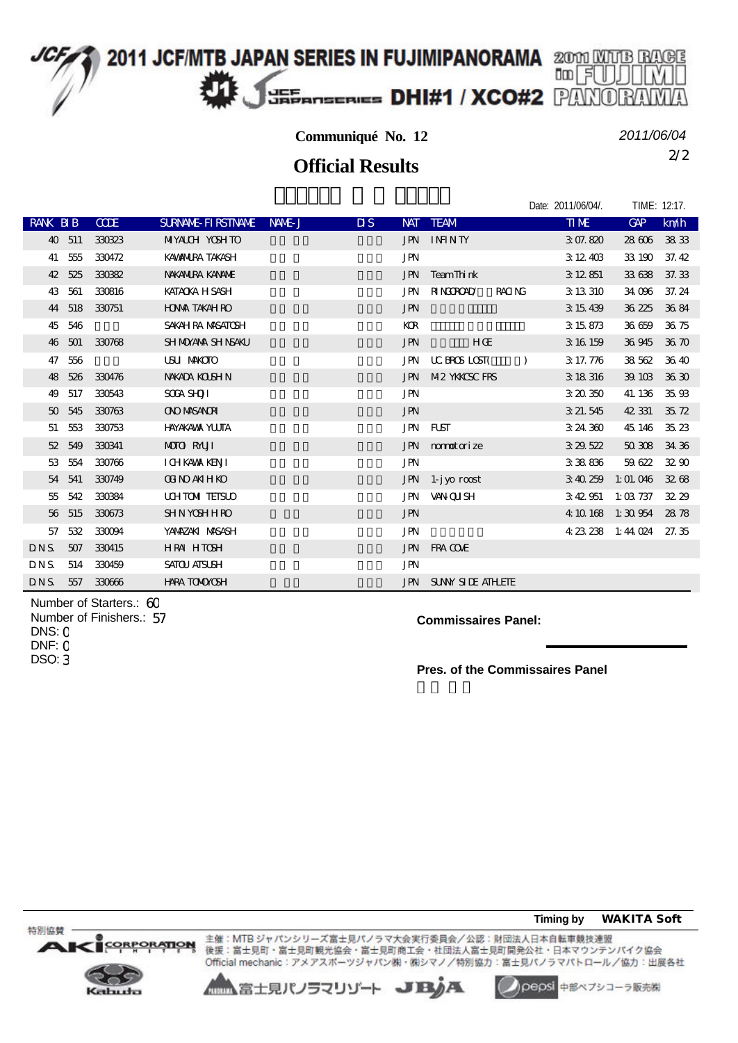# 2011 JCF/MTB JAPAN SERIES IN FUJIMIPANORAMA

## DHI#1 / XCO#2

**Communiqué No. 12**

*2011/06/04*

## Official Results

Date: 2011/06/04/. TIME: 12:17.

| RANK | BIB | CODE | SURNAME-FIRSTNAME | NAME-J | DIS | NAT | TEAM | TIME | GAP | km/h |
|---|---|---|---|---|---|---|---|---|---|---|
| 40 | 511 | 330323 | MIYAUCHI YOSHITO | | | JPN | INFINITY | 3:07.820 | 28.606 | 38.33 |
| 41 | 555 | 330472 | KAWAMURA TAKASHI | | | JPN | | 3:12.403 | 33.190 | 37.42 |
| 42 | 525 | 330382 | NAKAMURA KANAME | | | JPN | TeamThink | 3:12.851 | 33.638 | 37.33 |
| 43 | 561 | 330816 | KATAOKA HISASHI | | | JPN | RINGOROAD/ RACING | 3:13.310 | 34.096 | 37.24 |
| 44 | 518 | 330751 | HONMA TAKAHIRO | | | JPN | | 3:15.439 | 36.225 | 36.84 |
| 45 | 546 | | SAKAHIRA MASATOSHI | | | KOR | | 3:15.873 | 36.659 | 36.75 |
| 46 | 501 | 330768 | SHIMOYAMA SHINSAKU | | | JPN | HIGE | 3:16.159 | 36.945 | 36.70 |
| 47 | 556 | | USUI MAKOTO | | | JPN | UC BROS LOST( ) | 3:17.776 | 38.562 | 36.40 |
| 48 | 526 | 330476 | NAKADA KOUSHIN | | | JPN | M2 YKKCSC FRS | 3:18.316 | 39.103 | 36.30 |
| 49 | 517 | 330543 | SOGA SHOJI | | | JPN | | 3:20.350 | 41.136 | 35.93 |
| 50 | 545 | 330763 | ONO MASANORI | | | JPN | | 3:21.545 | 42.331 | 35.72 |
| 51 | 553 | 330753 | HAYAKAWA YUUTA | | | JPN | FUST | 3:24.360 | 45.146 | 35.23 |
| 52 | 549 | 330341 | MOTOI RYUJI | | | JPN | nonmotorize | 3:29.522 | 50.308 | 34.36 |
| 53 | 554 | 330766 | ICHIKAWA KENJI | | | JPN | | 3:38.836 | 59.622 | 32.90 |
| 54 | 541 | 330749 | OGINO AKIHIKO | | | JPN | 1-jyo roost | 3:40.259 | 1:01.046 | 32.68 |
| 55 | 542 | 330384 | UCHITOMI TETSUO | | | JPN | VAN-QUISH | 3:42.951 | 1:03.737 | 32.29 |
| 56 | 515 | 330673 | SHIN YOSHIHIRO | | | JPN | | 4:10.168 | 1:30.954 | 28.78 |
| 57 | 532 | 330094 | YAMAZAKI MASASHI | | | JPN | | 4:23.238 | 1:44.024 | 27.35 |
| D.N.S. | 507 | 330415 | HIRAI HITOSHI | | | JPN | FRACOVE | | | |
| D.N.S. | 514 | 330459 | SATOU ATSUSHI | | | JPN | | | | |
| D.N.S. | 557 | 330666 | HARA TOMOYOSHI | | | JPN | SUNNY SIDE ATHLETE | | | |

Number of Starters.: 60
Number of Finishers.: 57
DNS: 0
DNF: 0
DSO: 3

**Commissaires Panel:**

**Pres. of the Commissaires Panel**

Timing by **WAKITA Soft**

特別協賛 AKI CORPORATION / Kabuto

主催：MTBジャパンシリーズ富士見パノラマ大会実行委員会／公認：財団法人日本自転車競技連盟
後援：富士見町・富士見町観光協会・富士見町商工会・社団法人富士見町開発公社・日本マウンテンバイク協会
Official mechanic：アメアスポーツジャパン㈱・㈱シマノ／特別協力：富士見パノラマパトロール／協力：出展各社

富士見パノラマリゾート　JBJA　pepsi 中部ペプシコーラ販売㈱